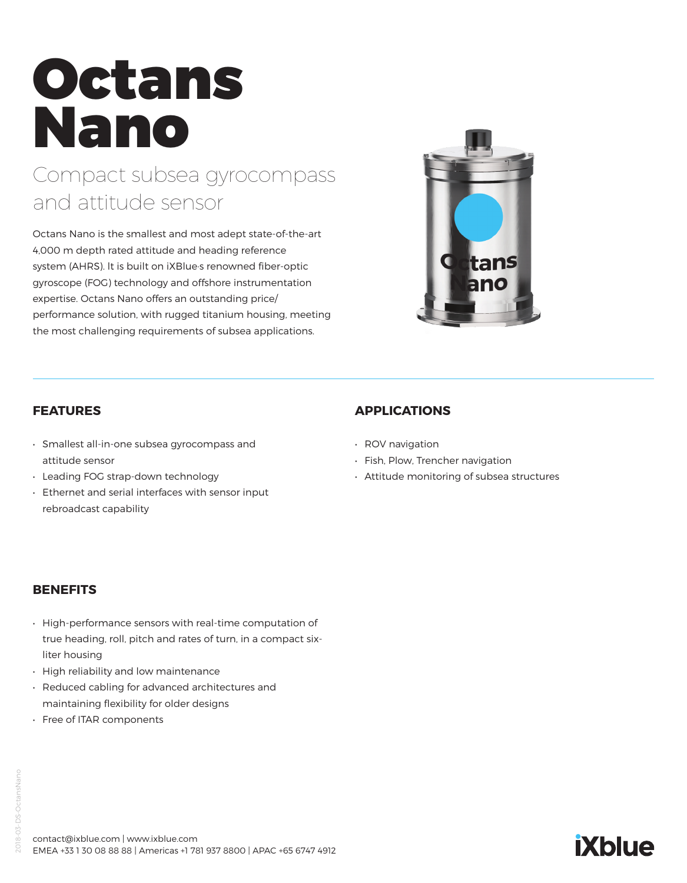# Octans Nano

## Compact subsea gyrocompass and attitude sensor

Octans Nano is the smallest and most adept state-of-the-art 4,000 m depth rated attitude and heading reference system (AHRS). It is built on iXBlue's renowned fiber-optic gyroscope (FOG) technology and offshore instrumentation expertise. Octans Nano offers an outstanding price/performance solution, with rugged titanium housing, meeting the most challenging requirements of subsea applications.

### FEATURES

- Smallest all-in-one subsea gyrocompass and attitude sensor
- Leading FOG strap-down technology
- Ethernet and serial interfaces with sensor input rebroadcast capability

### APPLICATIONS

- ROV navigation
- Fish, Plow, Trencher navigation
- Attitude monitoring of subsea structures

### BENEFITS

- High-performance sensors with real-time computation of true heading, roll, pitch and rates of turn, in a compact six-liter housing
- High reliability and low maintenance
- Reduced cabling for advanced architectures and maintaining flexibility for older designs
- Free of ITAR components

contact@ixblue.com | www.ixblue.com
EMEA +33 1 30 08 88 88 | Americas +1 781 937 8800 | APAC +65 6747 4912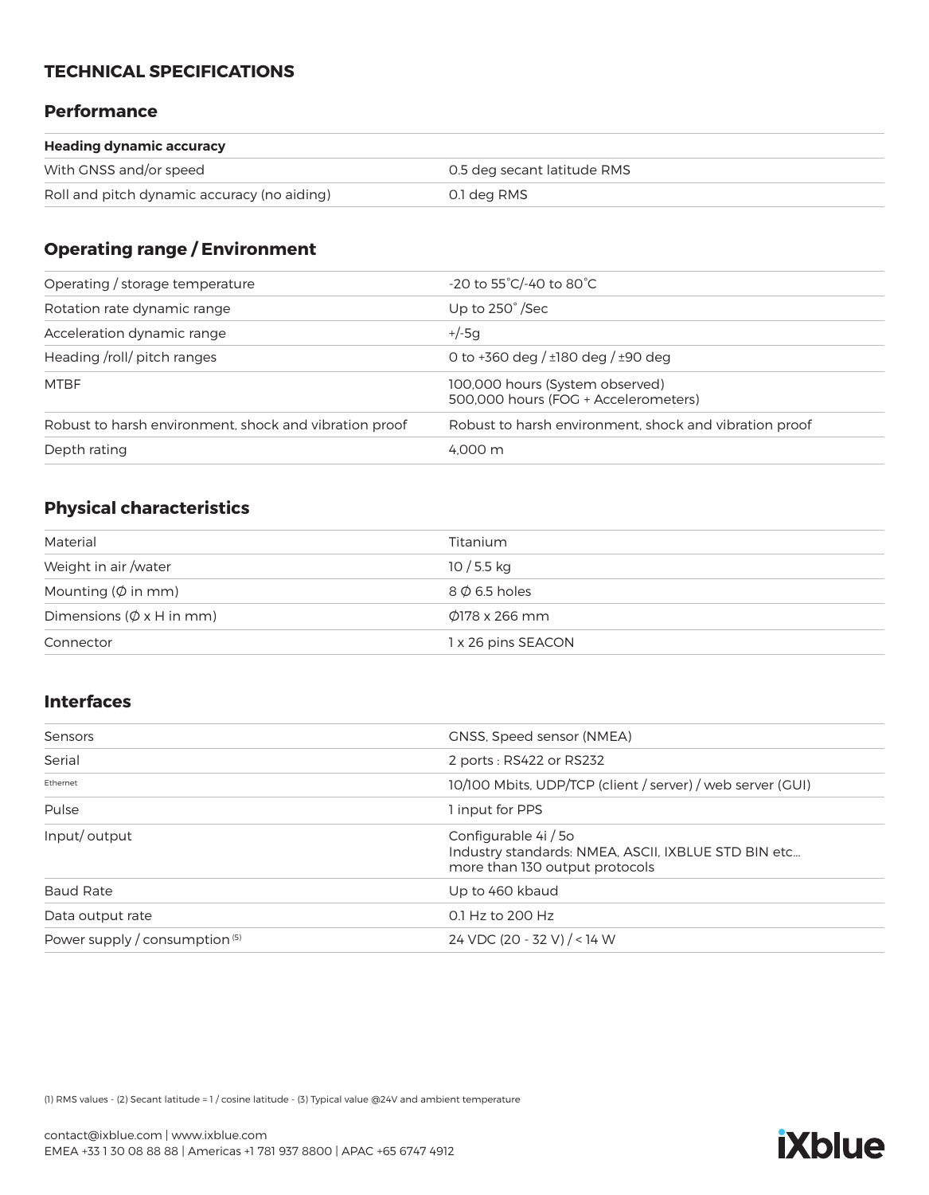# TECHNICAL SPECIFICATIONS

## Performance

| Heading dynamic accuracy | |
|---|---|
| With GNSS and/or speed | 0.5 deg secant latitude RMS |
| Roll and pitch dynamic accuracy (no aiding) | 0.1 deg RMS |

## Operating range / Environment

| | |
|---|---|
| Operating / storage temperature | -20 to 55˚C/-40 to 80˚C |
| Rotation rate dynamic range | Up to 250˚ /Sec |
| Acceleration dynamic range | +/-5g |
| Heading /roll/ pitch ranges | 0 to +360 deg / ±180 deg / ±90 deg |
| MTBF | 100,000 hours (System observed)<br>500,000 hours (FOG + Accelerometers) |
| Robust to harsh environment, shock and vibration proof | Robust to harsh environment, shock and vibration proof |
| Depth rating | 4,000 m |

## Physical characteristics

| | |
|---|---|
| Material | Titanium |
| Weight in air /water | 10 / 5.5 kg |
| Mounting (∅ in mm) | 8 ∅ 6.5 holes |
| Dimensions (∅ x H in mm) | ∅178 x 266 mm |
| Connector | 1 x 26 pins SEACON |

## Interfaces

| | |
|---|---|
| Sensors | GNSS, Speed sensor (NMEA) |
| Serial | 2 ports : RS422 or RS232 |
| Ethernet | 10/100 Mbits, UDP/TCP (client / server) / web server (GUI) |
| Pulse | 1 input for PPS |
| Input/ output | Configurable 4i / 5o<br>Industry standards: NMEA, ASCII, IXBLUE STD BIN etc...<br>more than 130 output protocols |
| Baud Rate | Up to 460 kbaud |
| Data output rate | 0.1 Hz to 200 Hz |
| Power supply / consumption [5] | 24 VDC (20 - 32 V) / < 14 W |

(1) RMS values - (2) Secant latitude = 1 / cosine latitude - (3) Typical value @24V and ambient temperature

contact@ixblue.com | www.ixblue.com
EMEA +33 1 30 08 88 88 | Americas +1 781 937 8800 | APAC +65 6747 4912

iXblue